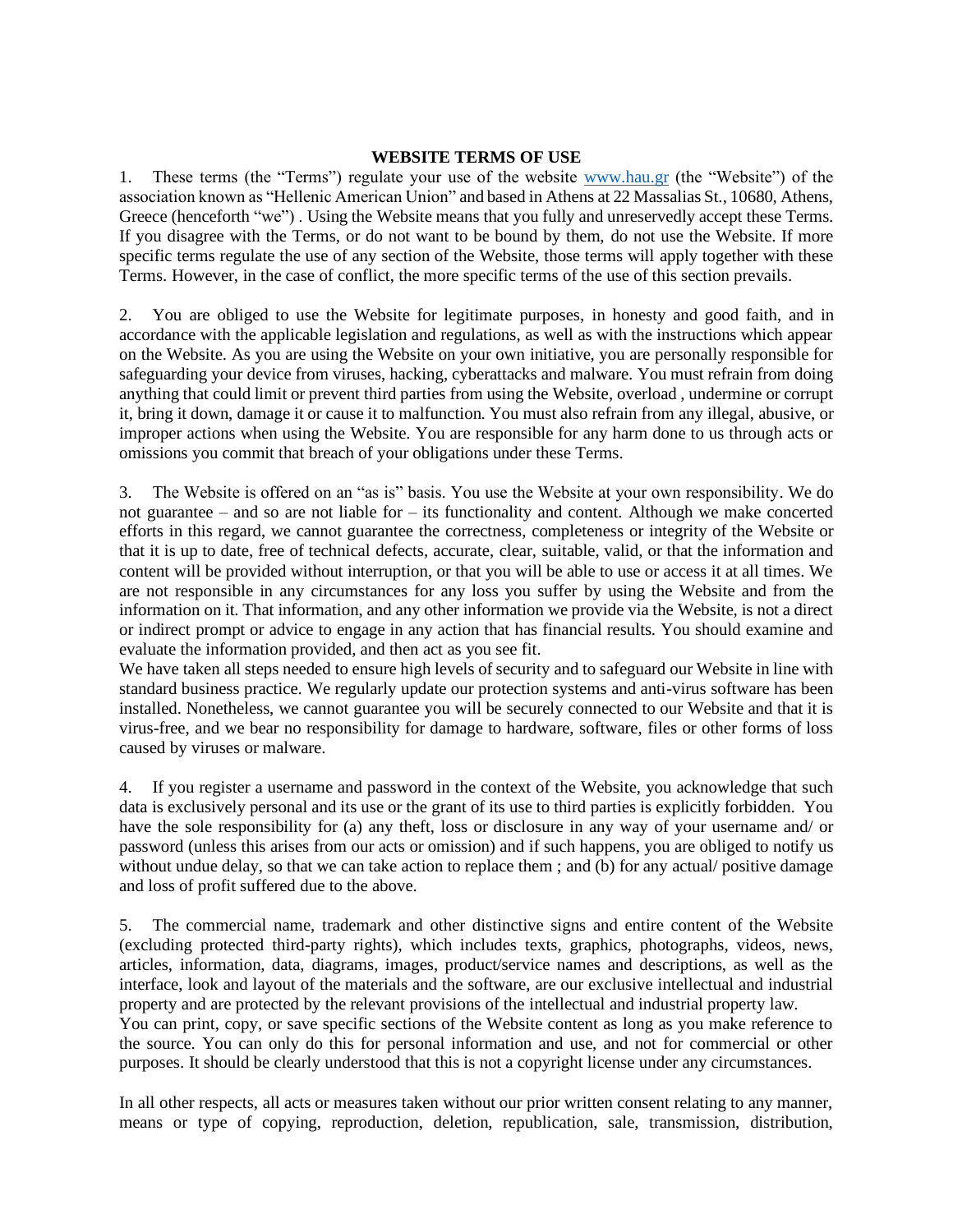# WEBSITE TERMS OF USE

1. These terms (the "Terms") regulate your use of the website [www.hau.gr](http://www.hau.gr) (the "Website") of the association known as "Hellenic American Union" and based in Athens at 22 Massalias St., 10680, Athens, Greece (henceforth "we") . Using the Website means that you fully and unreservedly accept these Terms. If you disagree with the Terms, or do not want to be bound by them, do not use the Website. If more specific terms regulate the use of any section of the Website, those terms will apply together with these Terms. However, in the case of conflict, the more specific terms of the use of this section prevails.

2. You are obliged to use the Website for legitimate purposes, in honesty and good faith, and in accordance with the applicable legislation and regulations, as well as with the instructions which appear on the Website. As you are using the Website on your own initiative, you are personally responsible for safeguarding your device from viruses, hacking, cyberattacks and malware. You must refrain from doing anything that could limit or prevent third parties from using the Website, overload , undermine or corrupt it, bring it down, damage it or cause it to malfunction. You must also refrain from any illegal, abusive, or improper actions when using the Website. You are responsible for any harm done to us through acts or omissions you commit that breach of your obligations under these Terms.

3. The Website is offered on an "as is" basis. You use the Website at your own responsibility. We do not guarantee – and so are not liable for – its functionality and content. Although we make concerted efforts in this regard, we cannot guarantee the correctness, completeness or integrity of the Website or that it is up to date, free of technical defects, accurate, clear, suitable, valid, or that the information and content will be provided without interruption, or that you will be able to use or access it at all times. We are not responsible in any circumstances for any loss you suffer by using the Website and from the information on it. That information, and any other information we provide via the Website, is not a direct or indirect prompt or advice to engage in any action that has financial results. You should examine and evaluate the information provided, and then act as you see fit.
We have taken all steps needed to ensure high levels of security and to safeguard our Website in line with standard business practice. We regularly update our protection systems and anti-virus software has been installed. Nonetheless, we cannot guarantee you will be securely connected to our Website and that it is virus-free, and we bear no responsibility for damage to hardware, software, files or other forms of loss caused by viruses or malware.

4. If you register a username and password in the context of the Website, you acknowledge that such data is exclusively personal and its use or the grant of its use to third parties is explicitly forbidden. You have the sole responsibility for (a) any theft, loss or disclosure in any way of your username and/ or password (unless this arises from our acts or omission) and if such happens, you are obliged to notify us without undue delay, so that we can take action to replace them ; and (b) for any actual/ positive damage and loss of profit suffered due to the above.

5. The commercial name, trademark and other distinctive signs and entire content of the Website (excluding protected third-party rights), which includes texts, graphics, photographs, videos, news, articles, information, data, diagrams, images, product/service names and descriptions, as well as the interface, look and layout of the materials and the software, are our exclusive intellectual and industrial property and are protected by the relevant provisions of the intellectual and industrial property law.
You can print, copy, or save specific sections of the Website content as long as you make reference to the source. You can only do this for personal information and use, and not for commercial or other purposes. It should be clearly understood that this is not a copyright license under any circumstances.

In all other respects, all acts or measures taken without our prior written consent relating to any manner, means or type of copying, reproduction, deletion, republication, sale, transmission, distribution,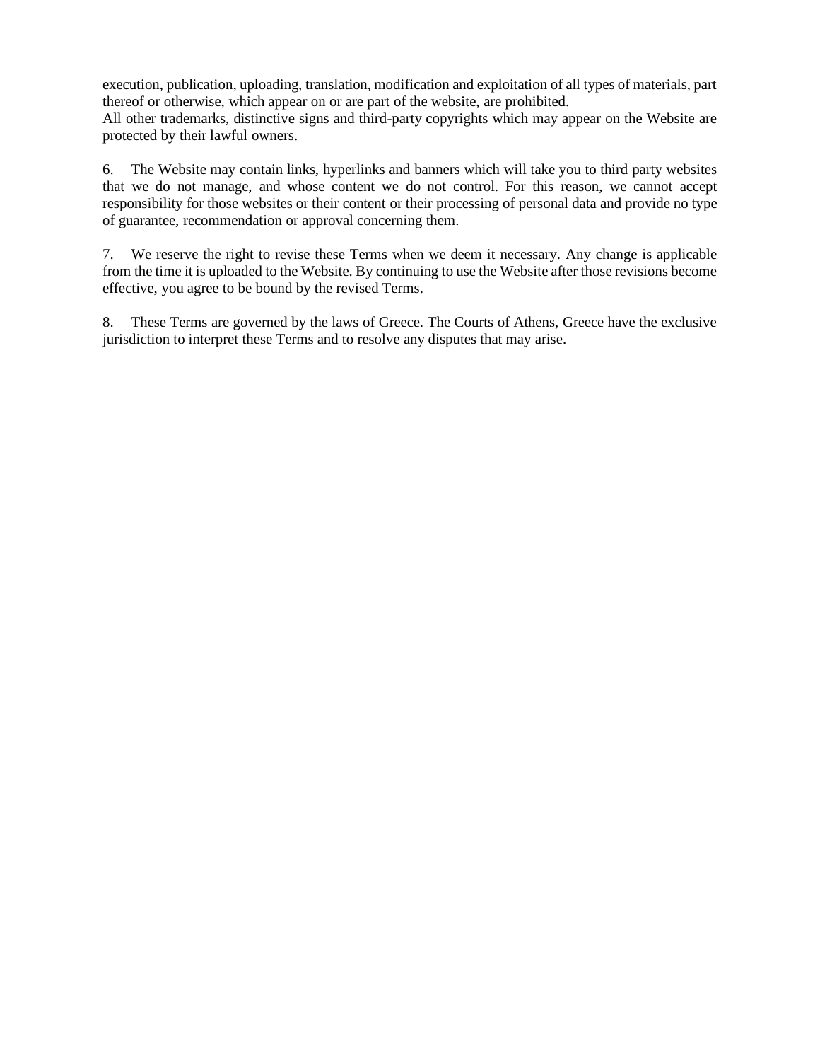execution, publication, uploading, translation, modification and exploitation of all types of materials, part thereof or otherwise, which appear on or are part of the website, are prohibited.
All other trademarks, distinctive signs and third-party copyrights which may appear on the Website are protected by their lawful owners.

6. The Website may contain links, hyperlinks and banners which will take you to third party websites that we do not manage, and whose content we do not control. For this reason, we cannot accept responsibility for those websites or their content or their processing of personal data and provide no type of guarantee, recommendation or approval concerning them.

7. We reserve the right to revise these Terms when we deem it necessary. Any change is applicable from the time it is uploaded to the Website. By continuing to use the Website after those revisions become effective, you agree to be bound by the revised Terms.

8. These Terms are governed by the laws of Greece. The Courts of Athens, Greece have the exclusive jurisdiction to interpret these Terms and to resolve any disputes that may arise.